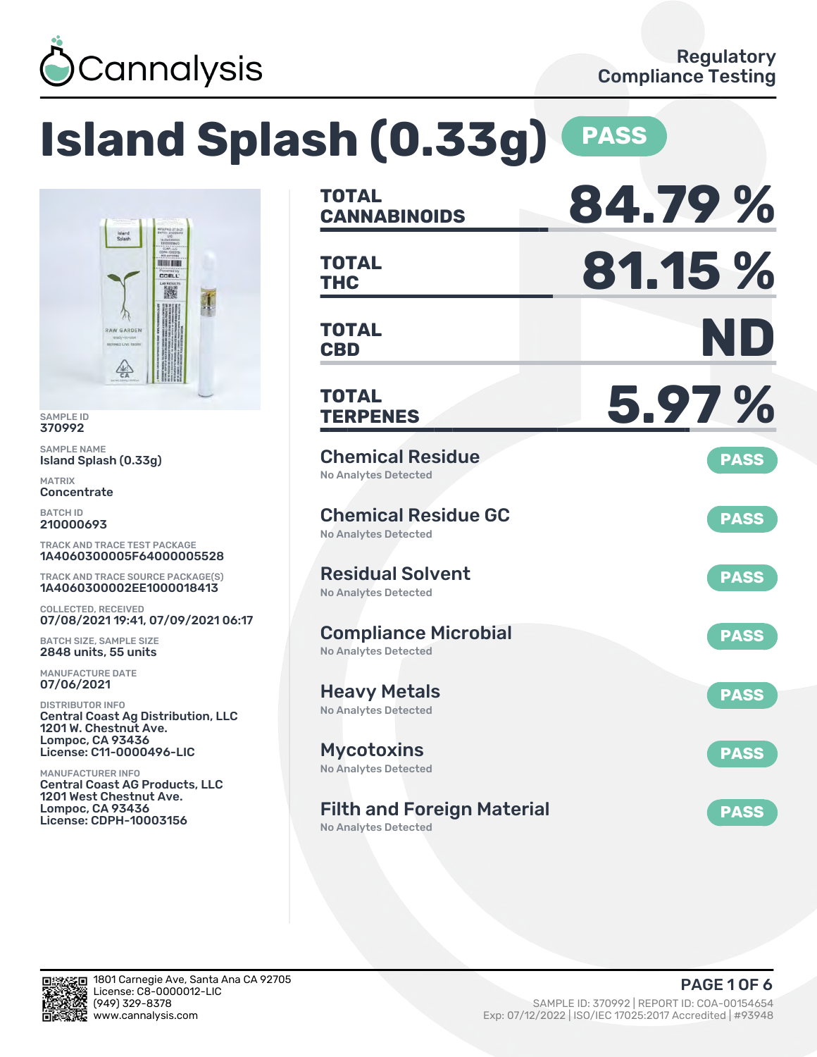Cannalysis

Regulatory Compliance Testing

# Island Splash (0.33g) PASS

SAMPLE ID
370992

SAMPLE NAME
Island Splash (0.33g)

MATRIX
Concentrate

BATCH ID
210000693

TRACK AND TRACE TEST PACKAGE
1A4060300005F64000005528

TRACK AND TRACE SOURCE PACKAGE(S)
1A4060300002EE1000018413

COLLECTED, RECEIVED
07/08/2021 19:41, 07/09/2021 06:17

BATCH SIZE, SAMPLE SIZE
2848 units, 55 units

MANUFACTURE DATE
07/06/2021

DISTRIBUTOR INFO
Central Coast Ag Distribution, LLC
1201 W. Chestnut Ave.
Lompoc, CA 93436
License: C11-0000496-LIC

MANUFACTURER INFO
Central Coast AG Products, LLC
1201 West Chestnut Ave.
Lompoc, CA 93436
License: CDPH-10003156

| | |
|---|---|
| **TOTAL CANNABINOIDS** | **84.79 %** |
| **TOTAL THC** | **81.15 %** |
| **TOTAL CBD** | **ND** |
| **TOTAL TERPENES** | **5.97 %** |

| Test | Result |
|---|---|
| Chemical Residue — No Analytes Detected | PASS |
| Chemical Residue GC — No Analytes Detected | PASS |
| Residual Solvent — No Analytes Detected | PASS |
| Compliance Microbial — No Analytes Detected | PASS |
| Heavy Metals — No Analytes Detected | PASS |
| Mycotoxins — No Analytes Detected | PASS |
| Filth and Foreign Material — No Analytes Detected | PASS |

1801 Carnegie Ave, Santa Ana CA 92705
License: C8-0000012-LIC
(949) 329-8378
www.cannalysis.com

SAMPLE ID: 370992 | REPORT ID: COA-00154654
Exp: 07/12/2022 | ISO/IEC 17025:2017 Accredited | #93948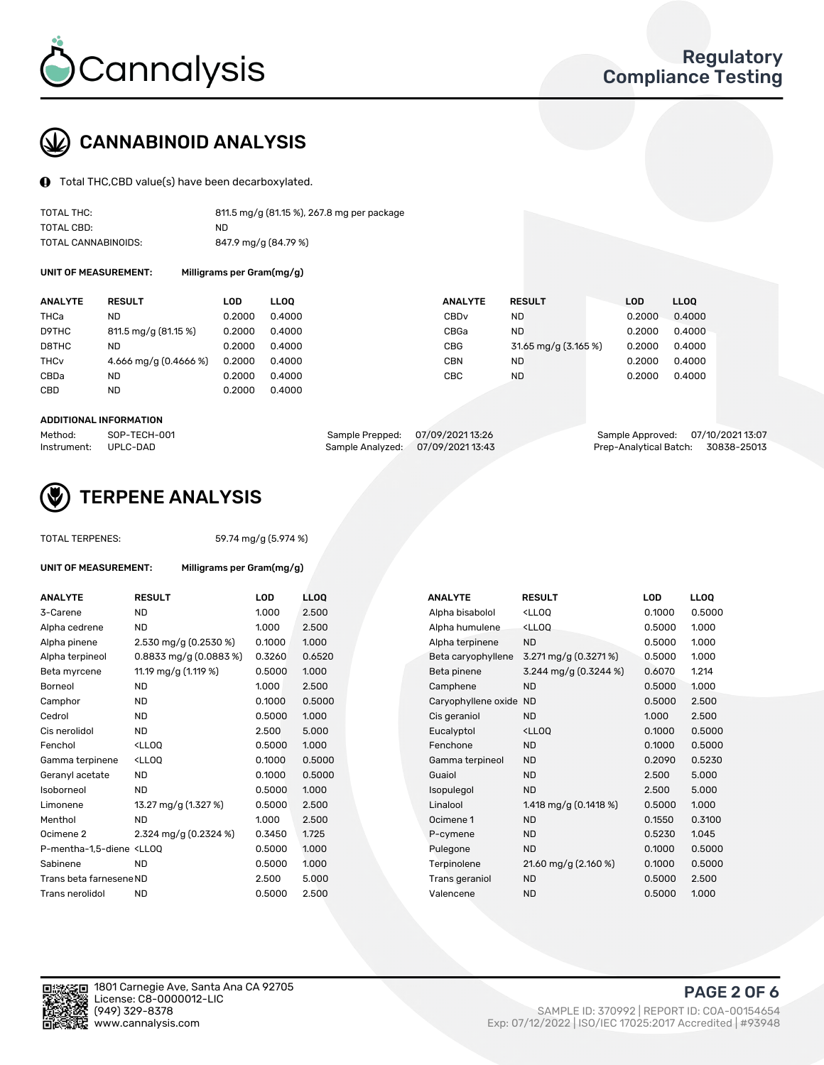# Cannalysis

## Regulatory Compliance Testing

## CANNABINOID ANALYSIS

Total THC,CBD value(s) have been decarboxylated.

| | |
|---|---|
| TOTAL THC: | 811.5 mg/g (81.15 %), 267.8 mg per package |
| TOTAL CBD: | ND |
| TOTAL CANNABINOIDS: | 847.9 mg/g (84.79 %) |

**UNIT OF MEASUREMENT:** Milligrams per Gram(mg/g)

| ANALYTE | RESULT | LOD | LLOQ | ANALYTE | RESULT | LOD | LLOQ |
|---|---|---|---|---|---|---|---|
| THCa | ND | 0.2000 | 0.4000 | CBDv | ND | 0.2000 | 0.4000 |
| D9THC | 811.5 mg/g (81.15 %) | 0.2000 | 0.4000 | CBGa | ND | 0.2000 | 0.4000 |
| D8THC | ND | 0.2000 | 0.4000 | CBG | 31.65 mg/g (3.165 %) | 0.2000 | 0.4000 |
| THCv | 4.666 mg/g (0.4666 %) | 0.2000 | 0.4000 | CBN | ND | 0.2000 | 0.4000 |
| CBDa | ND | 0.2000 | 0.4000 | CBC | ND | 0.2000 | 0.4000 |
| CBD | ND | 0.2000 | 0.4000 | | | | |

**ADDITIONAL INFORMATION**

| | | | | | |
|---|---|---|---|---|---|
| Method: | SOP-TECH-001 | Sample Prepped: | 07/09/2021 13:26 | Sample Approved: | 07/10/2021 13:07 |
| Instrument: | UPLC-DAD | Sample Analyzed: | 07/09/2021 13:43 | Prep-Analytical Batch: | 30838-25013 |

## TERPENE ANALYSIS

TOTAL TERPENES: 59.74 mg/g (5.974 %)

**UNIT OF MEASUREMENT:** Milligrams per Gram(mg/g)

| ANALYTE | RESULT | LOD | LLOQ | ANALYTE | RESULT | LOD | LLOQ |
|---|---|---|---|---|---|---|---|
| 3-Carene | ND | 1.000 | 2.500 | Alpha bisabolol | <LLOQ | 0.1000 | 0.5000 |
| Alpha cedrene | ND | 1.000 | 2.500 | Alpha humulene | <LLOQ | 0.5000 | 1.000 |
| Alpha pinene | 2.530 mg/g (0.2530 %) | 0.1000 | 1.000 | Alpha terpinene | ND | 0.5000 | 1.000 |
| Alpha terpineol | 0.8833 mg/g (0.0883 %) | 0.3260 | 0.6520 | Beta caryophyllene | 3.271 mg/g (0.3271 %) | 0.5000 | 1.000 |
| Beta myrcene | 11.19 mg/g (1.119 %) | 0.5000 | 1.000 | Beta pinene | 3.244 mg/g (0.3244 %) | 0.6070 | 1.214 |
| Borneol | ND | 1.000 | 2.500 | Camphene | ND | 0.5000 | 1.000 |
| Camphor | ND | 0.1000 | 0.5000 | Caryophyllene oxide | ND | 0.5000 | 2.500 |
| Cedrol | ND | 0.5000 | 1.000 | Cis geraniol | ND | 1.000 | 2.500 |
| Cis nerolidol | ND | 2.500 | 5.000 | Eucalyptol | <LLOQ | 0.1000 | 0.5000 |
| Fenchol | <LLOQ | 0.5000 | 1.000 | Fenchone | ND | 0.1000 | 0.5000 |
| Gamma terpinene | <LLOQ | 0.1000 | 0.5000 | Gamma terpineol | ND | 0.2090 | 0.5230 |
| Geranyl acetate | ND | 0.1000 | 0.5000 | Guaiol | ND | 2.500 | 5.000 |
| Isoborneol | ND | 0.5000 | 1.000 | Isopulegol | ND | 2.500 | 5.000 |
| Limonene | 13.27 mg/g (1.327 %) | 0.5000 | 2.500 | Linalool | 1.418 mg/g (0.1418 %) | 0.5000 | 1.000 |
| Menthol | ND | 1.000 | 2.500 | Ocimene 1 | ND | 0.1550 | 0.3100 |
| Ocimene 2 | 2.324 mg/g (0.2324 %) | 0.3450 | 1.725 | P-cymene | ND | 0.5230 | 1.045 |
| P-mentha-1,5-diene | <LLOQ | 0.5000 | 1.000 | Pulegone | ND | 0.1000 | 0.5000 |
| Sabinene | ND | 0.5000 | 1.000 | Terpinolene | 21.60 mg/g (2.160 %) | 0.1000 | 0.5000 |
| Trans beta farnesene | ND | 2.500 | 5.000 | Trans geraniol | ND | 0.5000 | 2.500 |
| Trans nerolidol | ND | 0.5000 | 2.500 | Valencene | ND | 0.5000 | 1.000 |

1801 Carnegie Ave, Santa Ana CA 92705
License: C8-0000012-LIC
(949) 329-8378
www.cannalysis.com

SAMPLE ID: 370992 | REPORT ID: COA-00154654
Exp: 07/12/2022 | ISO/IEC 17025:2017 Accredited | #93948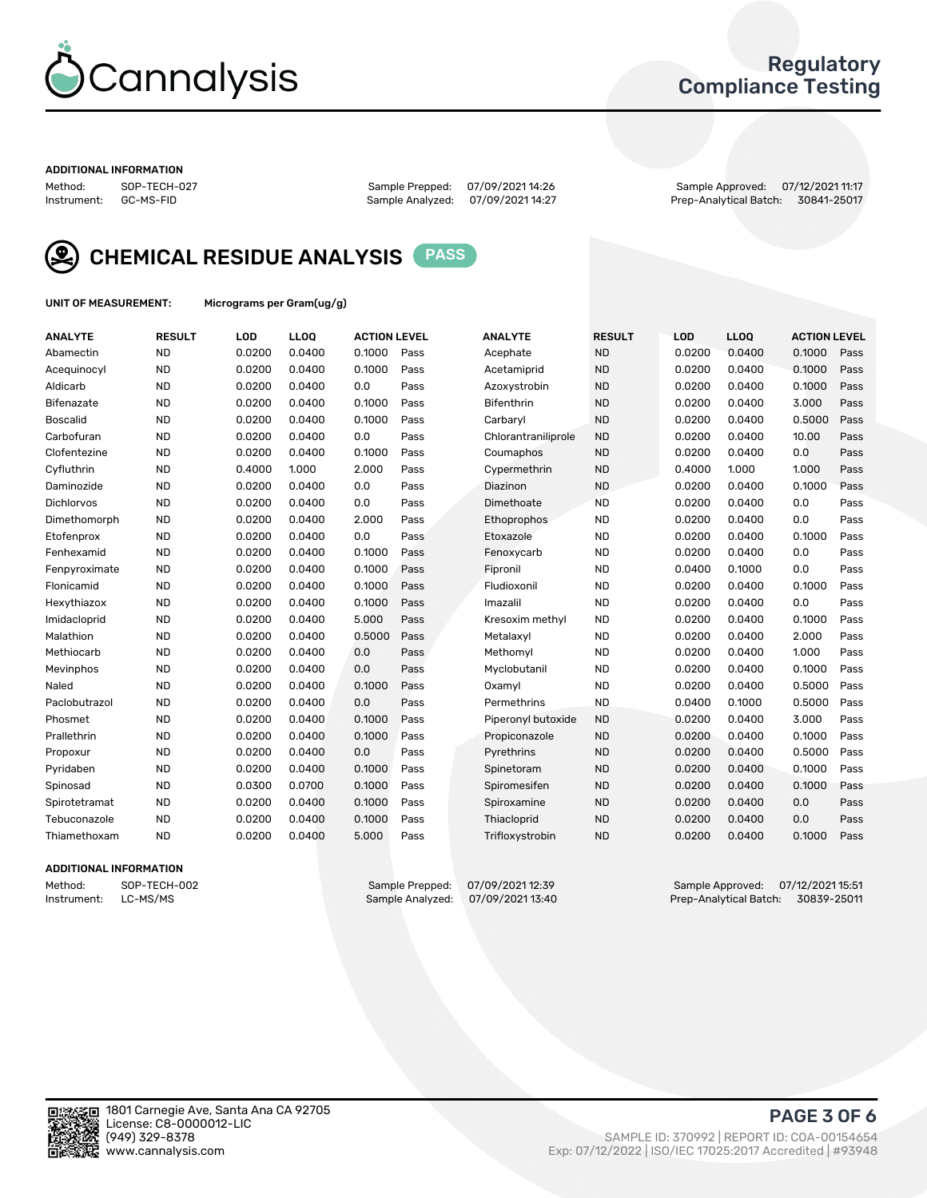# Cannalysis

## Regulatory Compliance Testing

**ADDITIONAL INFORMATION**

Method: SOP-TECH-027 | Sample Prepped: 07/09/2021 14:26 | Sample Approved: 07/12/2021 11:17
Instrument: GC-MS-FID | Sample Analyzed: 07/09/2021 14:27 | Prep-Analytical Batch: 30841-25017

## CHEMICAL RESIDUE ANALYSIS PASS

**UNIT OF MEASUREMENT:** Micrograms per Gram(ug/g)

| ANALYTE | RESULT | LOD | LLOQ | ACTION LEVEL | | ANALYTE | RESULT | LOD | LLOQ | ACTION LEVEL | |
|---|---|---|---|---|---|---|---|---|---|---|---|
| Abamectin | ND | 0.0200 | 0.0400 | 0.1000 | Pass | Acephate | ND | 0.0200 | 0.0400 | 0.1000 | Pass |
| Acequinocyl | ND | 0.0200 | 0.0400 | 0.1000 | Pass | Acetamiprid | ND | 0.0200 | 0.0400 | 0.1000 | Pass |
| Aldicarb | ND | 0.0200 | 0.0400 | 0.0 | Pass | Azoxystrobin | ND | 0.0200 | 0.0400 | 0.1000 | Pass |
| Bifenazate | ND | 0.0200 | 0.0400 | 0.1000 | Pass | Bifenthrin | ND | 0.0200 | 0.0400 | 3.000 | Pass |
| Boscalid | ND | 0.0200 | 0.0400 | 0.1000 | Pass | Carbaryl | ND | 0.0200 | 0.0400 | 0.5000 | Pass |
| Carbofuran | ND | 0.0200 | 0.0400 | 0.0 | Pass | Chlorantraniliprole | ND | 0.0200 | 0.0400 | 10.00 | Pass |
| Clofentezine | ND | 0.0200 | 0.0400 | 0.1000 | Pass | Coumaphos | ND | 0.0200 | 0.0400 | 0.0 | Pass |
| Cyfluthrin | ND | 0.4000 | 1.000 | 2.000 | Pass | Cypermethrin | ND | 0.4000 | 1.000 | 1.000 | Pass |
| Daminozide | ND | 0.0200 | 0.0400 | 0.0 | Pass | Diazinon | ND | 0.0200 | 0.0400 | 0.1000 | Pass |
| Dichlorvos | ND | 0.0200 | 0.0400 | 0.0 | Pass | Dimethoate | ND | 0.0200 | 0.0400 | 0.0 | Pass |
| Dimethomorph | ND | 0.0200 | 0.0400 | 2.000 | Pass | Ethoprophos | ND | 0.0200 | 0.0400 | 0.0 | Pass |
| Etofenprox | ND | 0.0200 | 0.0400 | 0.0 | Pass | Etoxazole | ND | 0.0200 | 0.0400 | 0.1000 | Pass |
| Fenhexamid | ND | 0.0200 | 0.0400 | 0.1000 | Pass | Fenoxycarb | ND | 0.0200 | 0.0400 | 0.0 | Pass |
| Fenpyroximate | ND | 0.0200 | 0.0400 | 0.1000 | Pass | Fipronil | ND | 0.0400 | 0.1000 | 0.0 | Pass |
| Flonicamid | ND | 0.0200 | 0.0400 | 0.1000 | Pass | Fludioxonil | ND | 0.0200 | 0.0400 | 0.1000 | Pass |
| Hexythiazox | ND | 0.0200 | 0.0400 | 0.1000 | Pass | Imazalil | ND | 0.0200 | 0.0400 | 0.0 | Pass |
| Imidacloprid | ND | 0.0200 | 0.0400 | 5.000 | Pass | Kresoxim methyl | ND | 0.0200 | 0.0400 | 0.1000 | Pass |
| Malathion | ND | 0.0200 | 0.0400 | 0.5000 | Pass | Metalaxyl | ND | 0.0200 | 0.0400 | 2.000 | Pass |
| Methiocarb | ND | 0.0200 | 0.0400 | 0.0 | Pass | Methomyl | ND | 0.0200 | 0.0400 | 1.000 | Pass |
| Mevinphos | ND | 0.0200 | 0.0400 | 0.0 | Pass | Myclobutanil | ND | 0.0200 | 0.0400 | 0.1000 | Pass |
| Naled | ND | 0.0200 | 0.0400 | 0.1000 | Pass | Oxamyl | ND | 0.0200 | 0.0400 | 0.5000 | Pass |
| Paclobutrazol | ND | 0.0200 | 0.0400 | 0.0 | Pass | Permethrins | ND | 0.0400 | 0.1000 | 0.5000 | Pass |
| Phosmet | ND | 0.0200 | 0.0400 | 0.1000 | Pass | Piperonyl butoxide | ND | 0.0200 | 0.0400 | 3.000 | Pass |
| Prallethrin | ND | 0.0200 | 0.0400 | 0.1000 | Pass | Propiconazole | ND | 0.0200 | 0.0400 | 0.1000 | Pass |
| Propoxur | ND | 0.0200 | 0.0400 | 0.0 | Pass | Pyrethrins | ND | 0.0200 | 0.0400 | 0.5000 | Pass |
| Pyridaben | ND | 0.0200 | 0.0400 | 0.1000 | Pass | Spinetoram | ND | 0.0200 | 0.0400 | 0.1000 | Pass |
| Spinosad | ND | 0.0300 | 0.0700 | 0.1000 | Pass | Spiromesifen | ND | 0.0200 | 0.0400 | 0.1000 | Pass |
| Spirotetramat | ND | 0.0200 | 0.0400 | 0.1000 | Pass | Spiroxamine | ND | 0.0200 | 0.0400 | 0.0 | Pass |
| Tebuconazole | ND | 0.0200 | 0.0400 | 0.1000 | Pass | Thiacloprid | ND | 0.0200 | 0.0400 | 0.0 | Pass |
| Thiamethoxam | ND | 0.0200 | 0.0400 | 5.000 | Pass | Trifloxystrobin | ND | 0.0200 | 0.0400 | 0.1000 | Pass |

**ADDITIONAL INFORMATION**

Method: SOP-TECH-002 | Sample Prepped: 07/09/2021 12:39 | Sample Approved: 07/12/2021 15:51
Instrument: LC-MS/MS | Sample Analyzed: 07/09/2021 13:40 | Prep-Analytical Batch: 30839-25011

1801 Carnegie Ave, Santa Ana CA 92705
License: C8-0000012-LIC
(949) 329-8378
www.cannalysis.com

SAMPLE ID: 370992 | REPORT ID: COA-00154654
Exp: 07/12/2022 | ISO/IEC 17025:2017 Accredited | #93948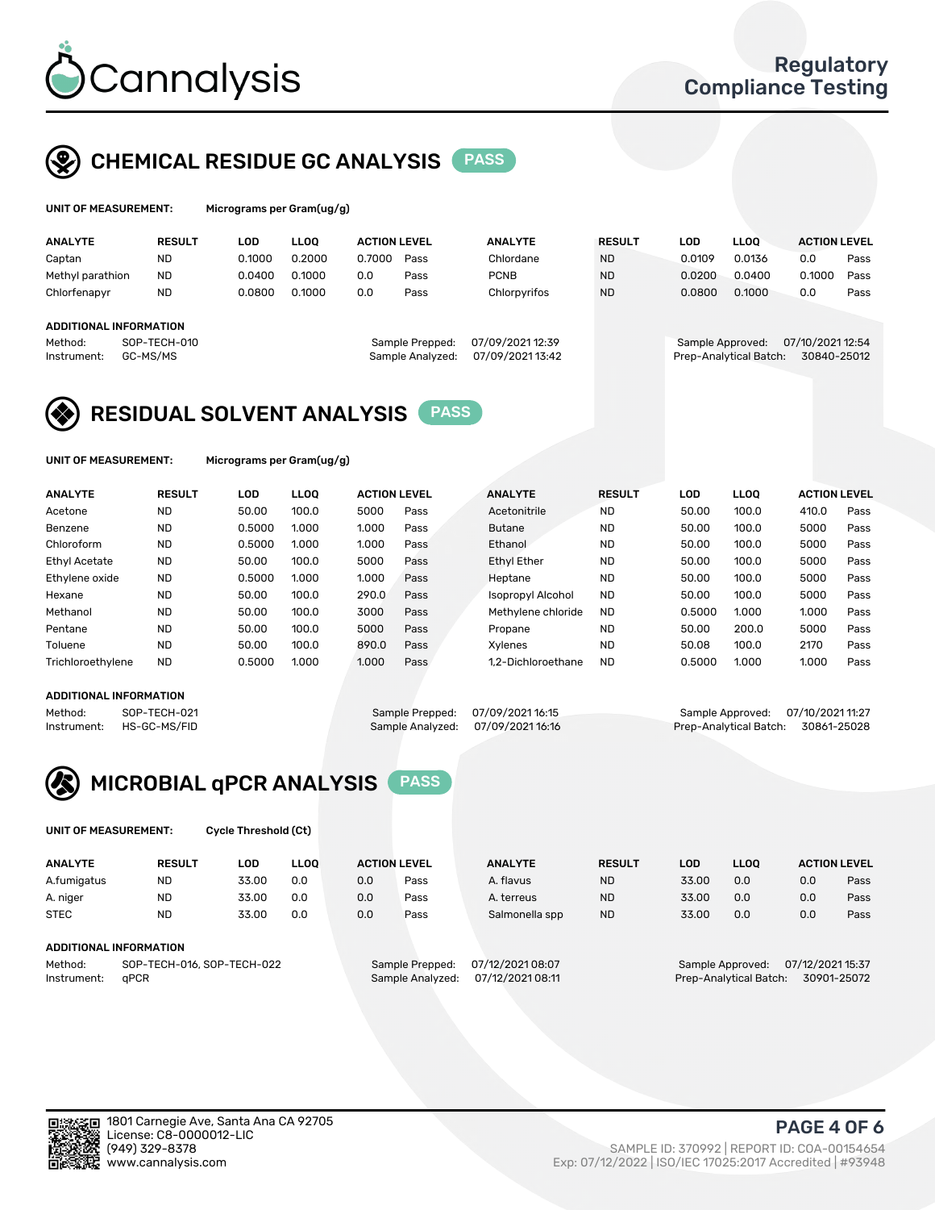# Cannalysis

Regulatory Compliance Testing

## CHEMICAL RESIDUE GC ANALYSIS PASS

**UNIT OF MEASUREMENT:** Micrograms per Gram(ug/g)

| ANALYTE | RESULT | LOD | LLOQ | ACTION LEVEL | | ANALYTE | RESULT | LOD | LLOQ | ACTION LEVEL | |
|---|---|---|---|---|---|---|---|---|---|---|---|
| Captan | ND | 0.1000 | 0.2000 | 0.7000 | Pass | Chlordane | ND | 0.0109 | 0.0136 | 0.0 | Pass |
| Methyl parathion | ND | 0.0400 | 0.1000 | 0.0 | Pass | PCNB | ND | 0.0200 | 0.0400 | 0.1000 | Pass |
| Chlorfenapyr | ND | 0.0800 | 0.1000 | 0.0 | Pass | Chlorpyrifos | ND | 0.0800 | 0.1000 | 0.0 | Pass |

**ADDITIONAL INFORMATION**

Method: SOP-TECH-010
Instrument: GC-MS/MS

Sample Prepped: 07/09/2021 12:39
Sample Analyzed: 07/09/2021 13:42

Sample Approved: 07/10/2021 12:54
Prep-Analytical Batch: 30840-25012

## RESIDUAL SOLVENT ANALYSIS PASS

**UNIT OF MEASUREMENT:** Micrograms per Gram(ug/g)

| ANALYTE | RESULT | LOD | LLOQ | ACTION LEVEL | | ANALYTE | RESULT | LOD | LLOQ | ACTION LEVEL | |
|---|---|---|---|---|---|---|---|---|---|---|---|
| Acetone | ND | 50.00 | 100.0 | 5000 | Pass | Acetonitrile | ND | 50.00 | 100.0 | 410.0 | Pass |
| Benzene | ND | 0.5000 | 1.000 | 1.000 | Pass | Butane | ND | 50.00 | 100.0 | 5000 | Pass |
| Chloroform | ND | 0.5000 | 1.000 | 1.000 | Pass | Ethanol | ND | 50.00 | 100.0 | 5000 | Pass |
| Ethyl Acetate | ND | 50.00 | 100.0 | 5000 | Pass | Ethyl Ether | ND | 50.00 | 100.0 | 5000 | Pass |
| Ethylene oxide | ND | 0.5000 | 1.000 | 1.000 | Pass | Heptane | ND | 50.00 | 100.0 | 5000 | Pass |
| Hexane | ND | 50.00 | 100.0 | 290.0 | Pass | Isopropyl Alcohol | ND | 50.00 | 100.0 | 5000 | Pass |
| Methanol | ND | 50.00 | 100.0 | 3000 | Pass | Methylene chloride | ND | 0.5000 | 1.000 | 1.000 | Pass |
| Pentane | ND | 50.00 | 100.0 | 5000 | Pass | Propane | ND | 50.00 | 200.0 | 5000 | Pass |
| Toluene | ND | 50.00 | 100.0 | 890.0 | Pass | Xylenes | ND | 50.08 | 100.0 | 2170 | Pass |
| Trichloroethylene | ND | 0.5000 | 1.000 | 1.000 | Pass | 1,2-Dichloroethane | ND | 0.5000 | 1.000 | 1.000 | Pass |

**ADDITIONAL INFORMATION**

Method: SOP-TECH-021
Instrument: HS-GC-MS/FID

Sample Prepped: 07/09/2021 16:15
Sample Analyzed: 07/09/2021 16:16

Sample Approved: 07/10/2021 11:27
Prep-Analytical Batch: 30861-25028

## MICROBIAL qPCR ANALYSIS PASS

**UNIT OF MEASUREMENT:** Cycle Threshold (Ct)

| ANALYTE | RESULT | LOD | LLOQ | ACTION LEVEL | | ANALYTE | RESULT | LOD | LLOQ | ACTION LEVEL | |
|---|---|---|---|---|---|---|---|---|---|---|---|
| A.fumigatus | ND | 33.00 | 0.0 | 0.0 | Pass | A. flavus | ND | 33.00 | 0.0 | 0.0 | Pass |
| A. niger | ND | 33.00 | 0.0 | 0.0 | Pass | A. terreus | ND | 33.00 | 0.0 | 0.0 | Pass |
| STEC | ND | 33.00 | 0.0 | 0.0 | Pass | Salmonella spp | ND | 33.00 | 0.0 | 0.0 | Pass |

**ADDITIONAL INFORMATION**

Method: SOP-TECH-016, SOP-TECH-022
Instrument: qPCR

Sample Prepped: 07/12/2021 08:07
Sample Analyzed: 07/12/2021 08:11

Sample Approved: 07/12/2021 15:37
Prep-Analytical Batch: 30901-25072

1801 Carnegie Ave, Santa Ana CA 92705
License: C8-0000012-LIC
(949) 329-8378
www.cannalysis.com

SAMPLE ID: 370992 | REPORT ID: COA-00154654
Exp: 07/12/2022 | ISO/IEC 17025:2017 Accredited | #93948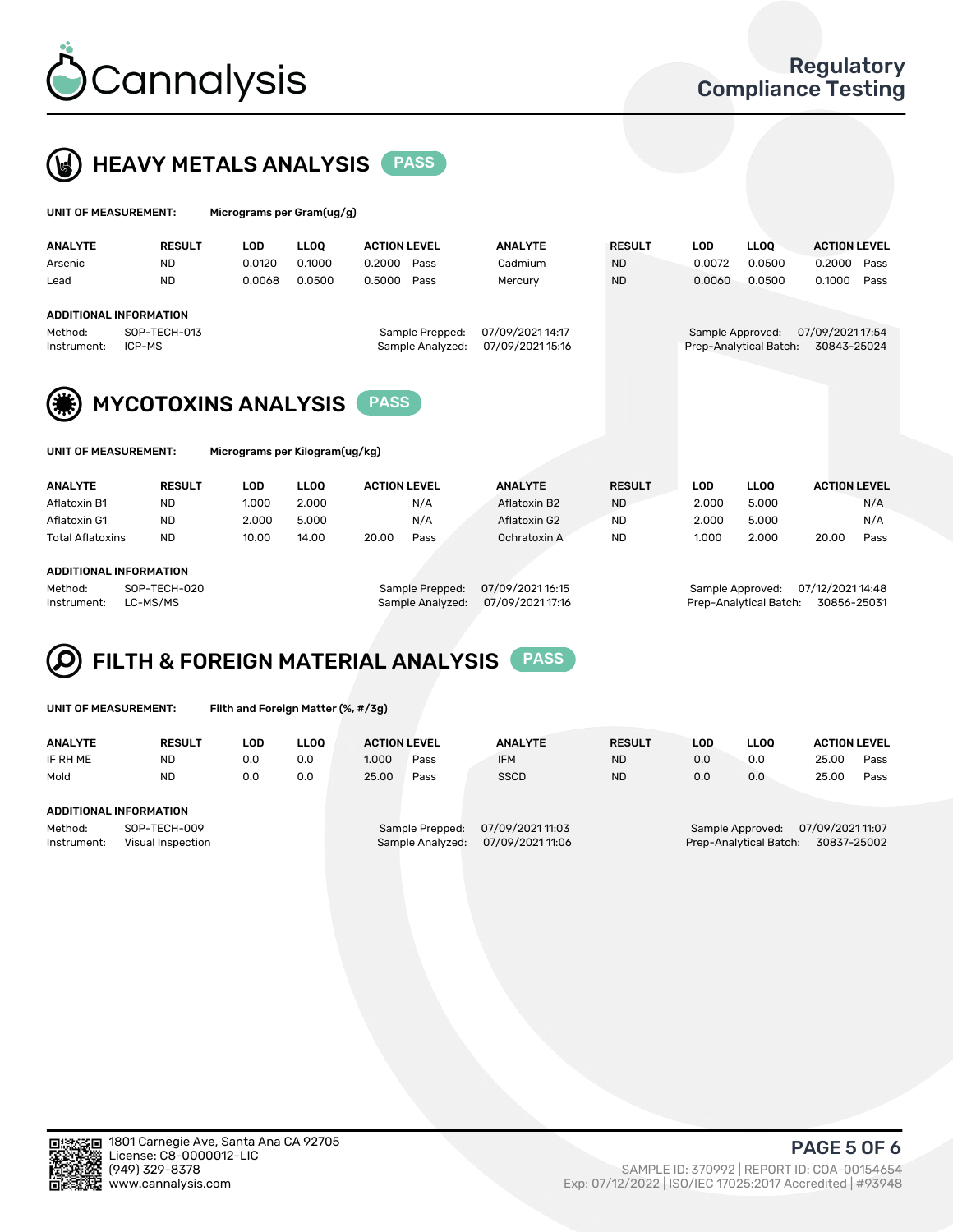# HEAVY METALS ANALYSIS PASS

**UNIT OF MEASUREMENT:** Micrograms per Gram(ug/g)

| ANALYTE | RESULT | LOD | LLOQ | ACTION LEVEL | | ANALYTE | RESULT | LOD | LLOQ | ACTION LEVEL | |
|---|---|---|---|---|---|---|---|---|---|---|---|
| Arsenic | ND | 0.0120 | 0.1000 | 0.2000 | Pass | Cadmium | ND | 0.0072 | 0.0500 | 0.2000 | Pass |
| Lead | ND | 0.0068 | 0.0500 | 0.5000 | Pass | Mercury | ND | 0.0060 | 0.0500 | 0.1000 | Pass |

**ADDITIONAL INFORMATION**

Method: SOP-TECH-013
Instrument: ICP-MS
Sample Prepped: 07/09/2021 14:17
Sample Analyzed: 07/09/2021 15:16
Sample Approved: 07/09/2021 17:54
Prep-Analytical Batch: 30843-25024

# MYCOTOXINS ANALYSIS PASS

**UNIT OF MEASUREMENT:** Micrograms per Kilogram(ug/kg)

| ANALYTE | RESULT | LOD | LLOQ | ACTION LEVEL | | ANALYTE | RESULT | LOD | LLOQ | ACTION LEVEL | |
|---|---|---|---|---|---|---|---|---|---|---|---|
| Aflatoxin B1 | ND | 1.000 | 2.000 | | N/A | Aflatoxin B2 | ND | 2.000 | 5.000 | | N/A |
| Aflatoxin G1 | ND | 2.000 | 5.000 | | N/A | Aflatoxin G2 | ND | 2.000 | 5.000 | | N/A |
| Total Aflatoxins | ND | 10.00 | 14.00 | 20.00 | Pass | Ochratoxin A | ND | 1.000 | 2.000 | 20.00 | Pass |

**ADDITIONAL INFORMATION**

Method: SOP-TECH-020
Instrument: LC-MS/MS
Sample Prepped: 07/09/2021 16:15
Sample Analyzed: 07/09/2021 17:16
Sample Approved: 07/12/2021 14:48
Prep-Analytical Batch: 30856-25031

# FILTH & FOREIGN MATERIAL ANALYSIS PASS

**UNIT OF MEASUREMENT:** Filth and Foreign Matter (%, #/3g)

| ANALYTE | RESULT | LOD | LLOQ | ACTION LEVEL | | ANALYTE | RESULT | LOD | LLOQ | ACTION LEVEL | |
|---|---|---|---|---|---|---|---|---|---|---|---|
| IF RH ME | ND | 0.0 | 0.0 | 1.000 | Pass | IFM | ND | 0.0 | 0.0 | 25.00 | Pass |
| Mold | ND | 0.0 | 0.0 | 25.00 | Pass | SSCD | ND | 0.0 | 0.0 | 25.00 | Pass |

**ADDITIONAL INFORMATION**

Method: SOP-TECH-009
Instrument: Visual Inspection
Sample Prepped: 07/09/2021 11:03
Sample Analyzed: 07/09/2021 11:06
Sample Approved: 07/09/2021 11:07
Prep-Analytical Batch: 30837-25002

1801 Carnegie Ave, Santa Ana CA 92705
License: C8-0000012-LIC
(949) 329-8378
www.cannalysis.com

SAMPLE ID: 370992 | REPORT ID: COA-00154654
Exp: 07/12/2022 | ISO/IEC 17025:2017 Accredited | #93948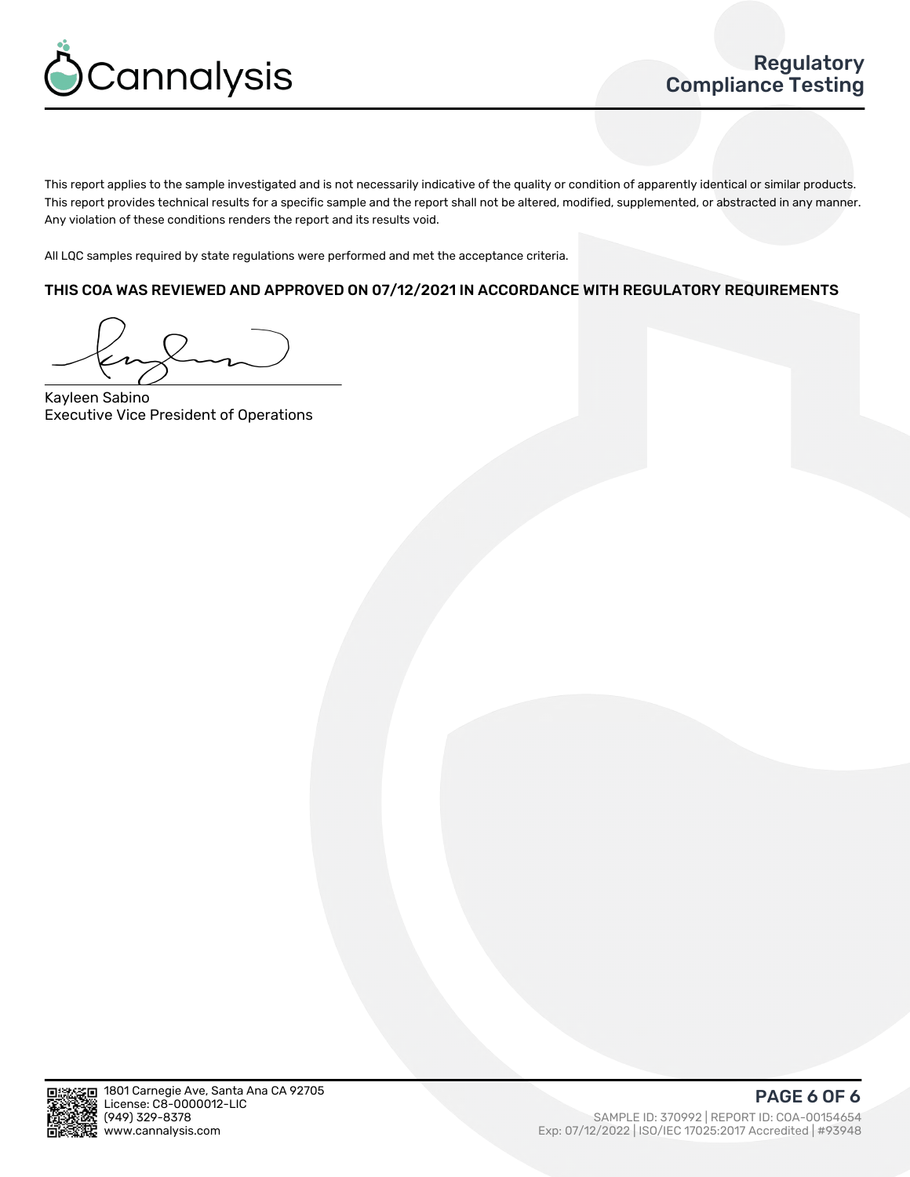This report applies to the sample investigated and is not necessarily indicative of the quality or condition of apparently identical or similar products. This report provides technical results for a specific sample and the report shall not be altered, modified, supplemented, or abstracted in any manner. Any violation of these conditions renders the report and its results void.

All LQC samples required by state regulations were performed and met the acceptance criteria.

**THIS COA WAS REVIEWED AND APPROVED ON 07/12/2021 IN ACCORDANCE WITH REGULATORY REQUIREMENTS**

Kayleen Sabino
Executive Vice President of Operations